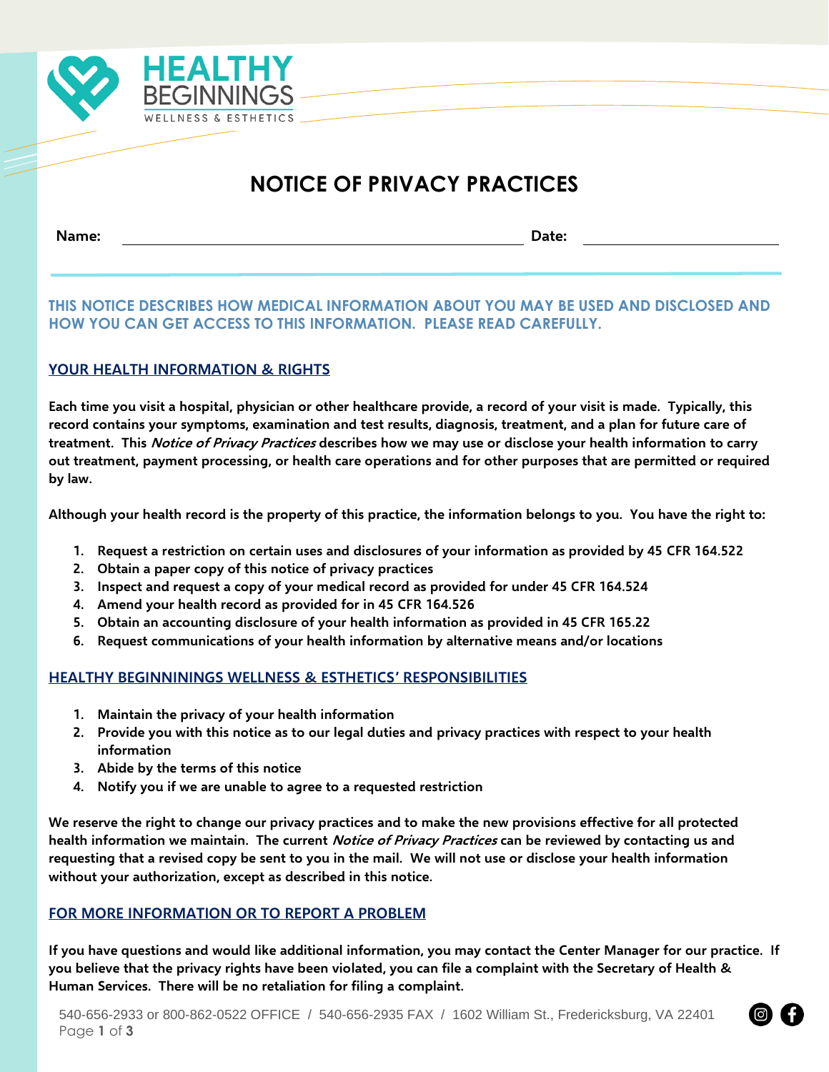HEALTHY BEGINNINGS
WELLNESS & ESTHETICS

# NOTICE OF PRIVACY PRACTICES

**Name:** ______________________________ **Date:** ______________

**THIS NOTICE DESCRIBES HOW MEDICAL INFORMATION ABOUT YOU MAY BE USED AND DISCLOSED AND HOW YOU CAN GET ACCESS TO THIS INFORMATION. PLEASE READ CAREFULLY.**

## YOUR HEALTH INFORMATION & RIGHTS

**Each time you visit a hospital, physician or other healthcare provide, a record of your visit is made. Typically, this record contains your symptoms, examination and test results, diagnosis, treatment, and a plan for future care of treatment. This *Notice of Privacy Practices* describes how we may use or disclose your health information to carry out treatment, payment processing, or health care operations and for other purposes that are permitted or required by law.**

**Although your health record is the property of this practice, the information belongs to you. You have the right to:**

1. **Request a restriction on certain uses and disclosures of your information as provided by 45 CFR 164.522**
2. **Obtain a paper copy of this notice of privacy practices**
3. **Inspect and request a copy of your medical record as provided for under 45 CFR 164.524**
4. **Amend your health record as provided for in 45 CFR 164.526**
5. **Obtain an accounting disclosure of your health information as provided in 45 CFR 165.22**
6. **Request communications of your health information by alternative means and/or locations**

## HEALTHY BEGINNININGS WELLNESS & ESTHETICS' RESPONSIBILITIES

1. **Maintain the privacy of your health information**
2. **Provide you with this notice as to our legal duties and privacy practices with respect to your health information**
3. **Abide by the terms of this notice**
4. **Notify you if we are unable to agree to a requested restriction**

**We reserve the right to change our privacy practices and to make the new provisions effective for all protected health information we maintain. The current *Notice of Privacy Practices* can be reviewed by contacting us and requesting that a revised copy be sent to you in the mail. We will not use or disclose your health information without your authorization, except as described in this notice.**

## FOR MORE INFORMATION OR TO REPORT A PROBLEM

**If you have questions and would like additional information, you may contact the Center Manager for our practice. If you believe that the privacy rights have been violated, you can file a complaint with the Secretary of Health & Human Services. There will be no retaliation for filing a complaint.**

540-656-2933 or 800-862-0522 OFFICE / 540-656-2935 FAX / 1602 William St., Fredericksburg, VA 22401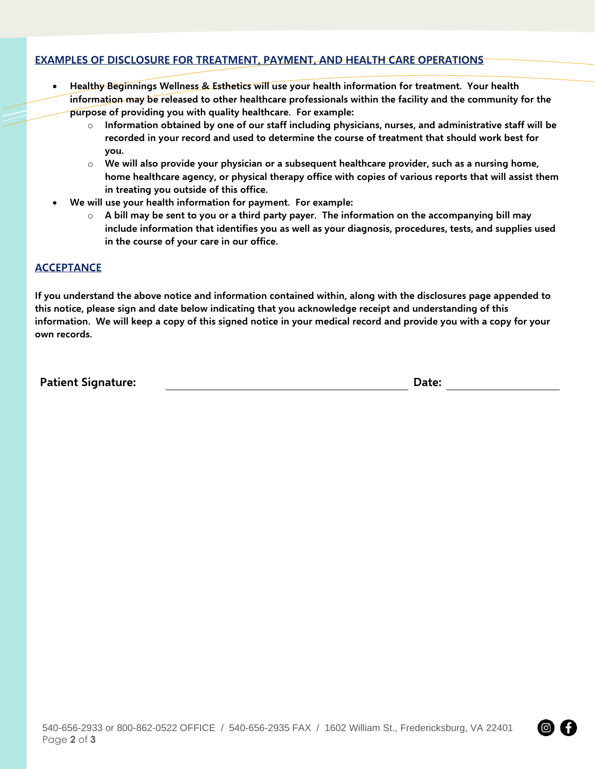## EXAMPLES OF DISCLOSURE FOR TREATMENT, PAYMENT, AND HEALTH CARE OPERATIONS

- **Healthy Beginnings Wellness & Esthetics will use your health information for treatment. Your health information may be released to other healthcare professionals within the facility and the community for the purpose of providing you with quality healthcare. For example:**
  - **Information obtained by one of our staff including physicians, nurses, and administrative staff will be recorded in your record and used to determine the course of treatment that should work best for you.**
  - **We will also provide your physician or a subsequent healthcare provider, such as a nursing home, home healthcare agency, or physical therapy office with copies of various reports that will assist them in treating you outside of this office.**
- **We will use your health information for payment. For example:**
  - **A bill may be sent to you or a third party payer. The information on the accompanying bill may include information that identifies you as well as your diagnosis, procedures, tests, and supplies used in the course of your care in our office.**

## ACCEPTANCE

**If you understand the above notice and information contained within, along with the disclosures page appended to this notice, please sign and date below indicating that you acknowledge receipt and understanding of this information. We will keep a copy of this signed notice in your medical record and provide you with a copy for your own records.**

**Patient Signature:** ______________________________ **Date:** ______________

540-656-2933 or 800-862-0522 OFFICE / 540-656-2935 FAX / 1602 William St., Fredericksburg, VA 22401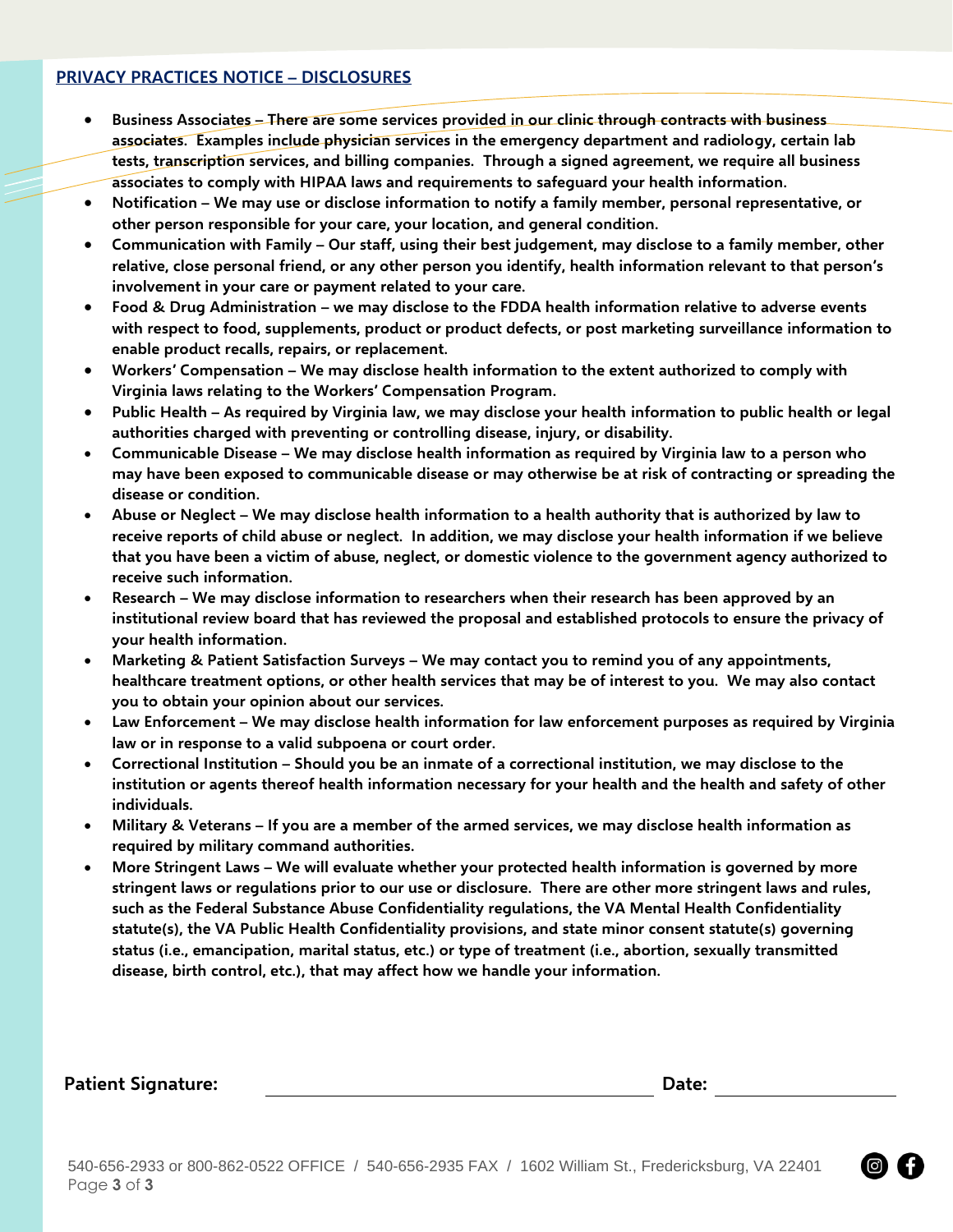## PRIVACY PRACTICES NOTICE – DISCLOSURES

- **Business Associates – There are some services provided in our clinic through contracts with business associates. Examples include physician services in the emergency department and radiology, certain lab tests, transcription services, and billing companies. Through a signed agreement, we require all business associates to comply with HIPAA laws and requirements to safeguard your health information.**
- **Notification – We may use or disclose information to notify a family member, personal representative, or other person responsible for your care, your location, and general condition.**
- **Communication with Family – Our staff, using their best judgement, may disclose to a family member, other relative, close personal friend, or any other person you identify, health information relevant to that person's involvement in your care or payment related to your care.**
- **Food & Drug Administration – we may disclose to the FDDA health information relative to adverse events with respect to food, supplements, product or product defects, or post marketing surveillance information to enable product recalls, repairs, or replacement.**
- **Workers' Compensation – We may disclose health information to the extent authorized to comply with Virginia laws relating to the Workers' Compensation Program.**
- **Public Health – As required by Virginia law, we may disclose your health information to public health or legal authorities charged with preventing or controlling disease, injury, or disability.**
- **Communicable Disease – We may disclose health information as required by Virginia law to a person who may have been exposed to communicable disease or may otherwise be at risk of contracting or spreading the disease or condition.**
- **Abuse or Neglect – We may disclose health information to a health authority that is authorized by law to receive reports of child abuse or neglect. In addition, we may disclose your health information if we believe that you have been a victim of abuse, neglect, or domestic violence to the government agency authorized to receive such information.**
- **Research – We may disclose information to researchers when their research has been approved by an institutional review board that has reviewed the proposal and established protocols to ensure the privacy of your health information.**
- **Marketing & Patient Satisfaction Surveys – We may contact you to remind you of any appointments, healthcare treatment options, or other health services that may be of interest to you. We may also contact you to obtain your opinion about our services.**
- **Law Enforcement – We may disclose health information for law enforcement purposes as required by Virginia law or in response to a valid subpoena or court order.**
- **Correctional Institution – Should you be an inmate of a correctional institution, we may disclose to the institution or agents thereof health information necessary for your health and the health and safety of other individuals.**
- **Military & Veterans – If you are a member of the armed services, we may disclose health information as required by military command authorities.**
- **More Stringent Laws – We will evaluate whether your protected health information is governed by more stringent laws or regulations prior to our use or disclosure. There are other more stringent laws and rules, such as the Federal Substance Abuse Confidentiality regulations, the VA Mental Health Confidentiality statute(s), the VA Public Health Confidentiality provisions, and state minor consent statute(s) governing status (i.e., emancipation, marital status, etc.) or type of treatment (i.e., abortion, sexually transmitted disease, birth control, etc.), that may affect how we handle your information.**

**Patient Signature:** ______________________________ **Date:** ______________

540-656-2933 or 800-862-0522 OFFICE / 540-656-2935 FAX / 1602 William St., Fredericksburg, VA 22401